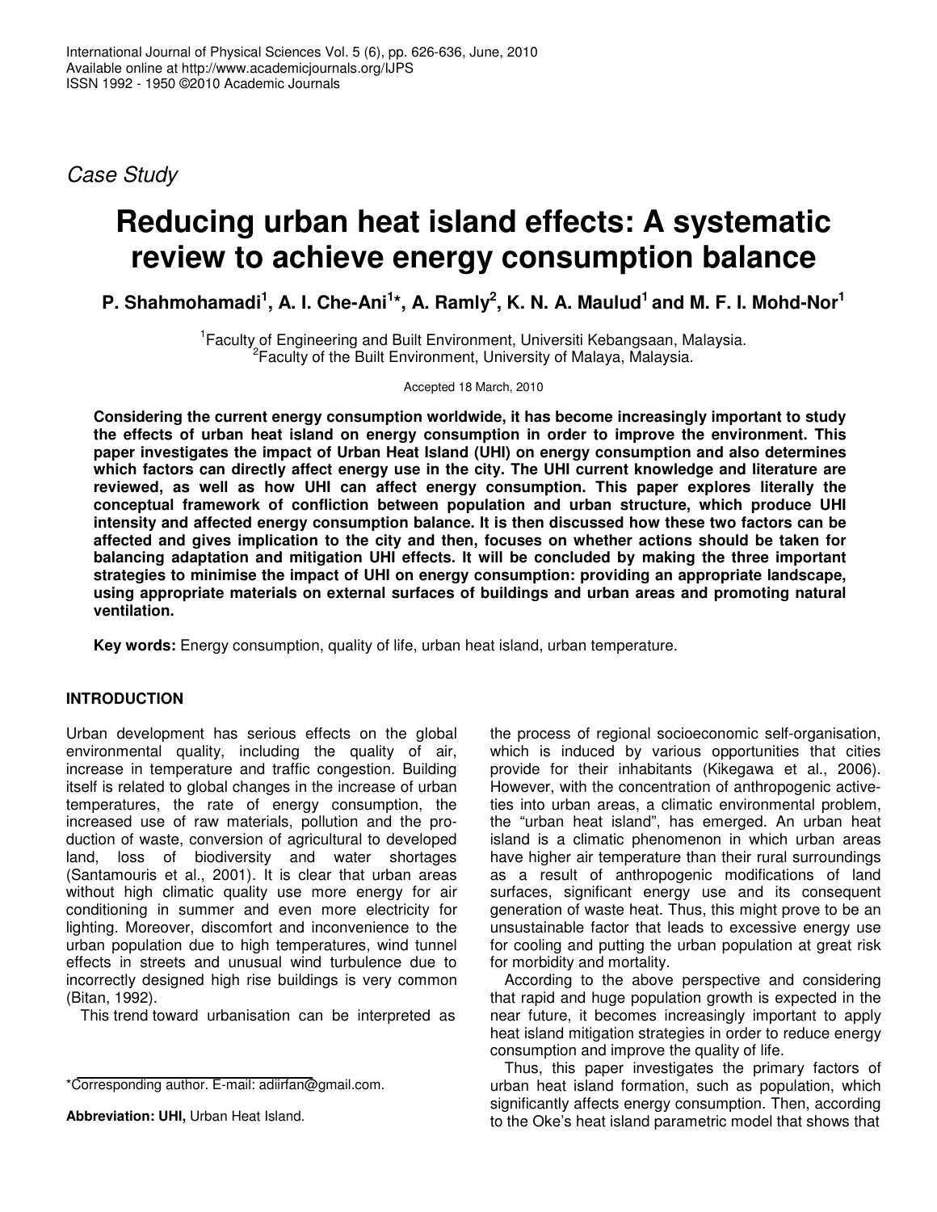*Case Study*

# Reducing urban heat island effects: A systematic review to achieve energy consumption balance

**P. Shahmohamadi[1], A. I. Che-Ani[1]*, A. Ramly[2], K. N. A. Maulud[1] and M. F. I. Mohd-Nor[1]**

[1]Faculty of Engineering and Built Environment, Universiti Kebangsaan, Malaysia.
[2]Faculty of the Built Environment, University of Malaya, Malaysia.

Accepted 18 March, 2010

**Considering the current energy consumption worldwide, it has become increasingly important to study the effects of urban heat island on energy consumption in order to improve the environment. This paper investigates the impact of Urban Heat Island (UHI) on energy consumption and also determines which factors can directly affect energy use in the city. The UHI current knowledge and literature are reviewed, as well as how UHI can affect energy consumption. This paper explores literally the conceptual framework of confliction between population and urban structure, which produce UHI intensity and affected energy consumption balance. It is then discussed how these two factors can be affected and gives implication to the city and then, focuses on whether actions should be taken for balancing adaptation and mitigation UHI effects. It will be concluded by making the three important strategies to minimise the impact of UHI on energy consumption: providing an appropriate landscape, using appropriate materials on external surfaces of buildings and urban areas and promoting natural ventilation.**

**Key words:** Energy consumption, quality of life, urban heat island, urban temperature.

## INTRODUCTION

Urban development has serious effects on the global environmental quality, including the quality of air, increase in temperature and traffic congestion. Building itself is related to global changes in the increase of urban temperatures, the rate of energy consumption, the increased use of raw materials, pollution and the production of waste, conversion of agricultural to developed land, loss of biodiversity and water shortages (Santamouris et al., 2001). It is clear that urban areas without high climatic quality use more energy for air conditioning in summer and even more electricity for lighting. Moreover, discomfort and inconvenience to the urban population due to high temperatures, wind tunnel effects in streets and unusual wind turbulence due to incorrectly designed high rise buildings is very common (Bitan, 1992).

This trend toward urbanisation can be interpreted as the process of regional socioeconomic self-organisation, which is induced by various opportunities that cities provide for their inhabitants (Kikegawa et al., 2006). However, with the concentration of anthropogenic activities into urban areas, a climatic environmental problem, the "urban heat island", has emerged. An urban heat island is a climatic phenomenon in which urban areas have higher air temperature than their rural surroundings as a result of anthropogenic modifications of land surfaces, significant energy use and its consequent generation of waste heat. Thus, this might prove to be an unsustainable factor that leads to excessive energy use for cooling and putting the urban population at great risk for morbidity and mortality.

According to the above perspective and considering that rapid and huge population growth is expected in the near future, it becomes increasingly important to apply heat island mitigation strategies in order to reduce energy consumption and improve the quality of life.

Thus, this paper investigates the primary factors of urban heat island formation, such as population, which significantly affects energy consumption. Then, according to the Oke's heat island parametric model that shows that

*Corresponding author. E-mail: adiirfan@gmail.com.

**Abbreviation: UHI,** Urban Heat Island.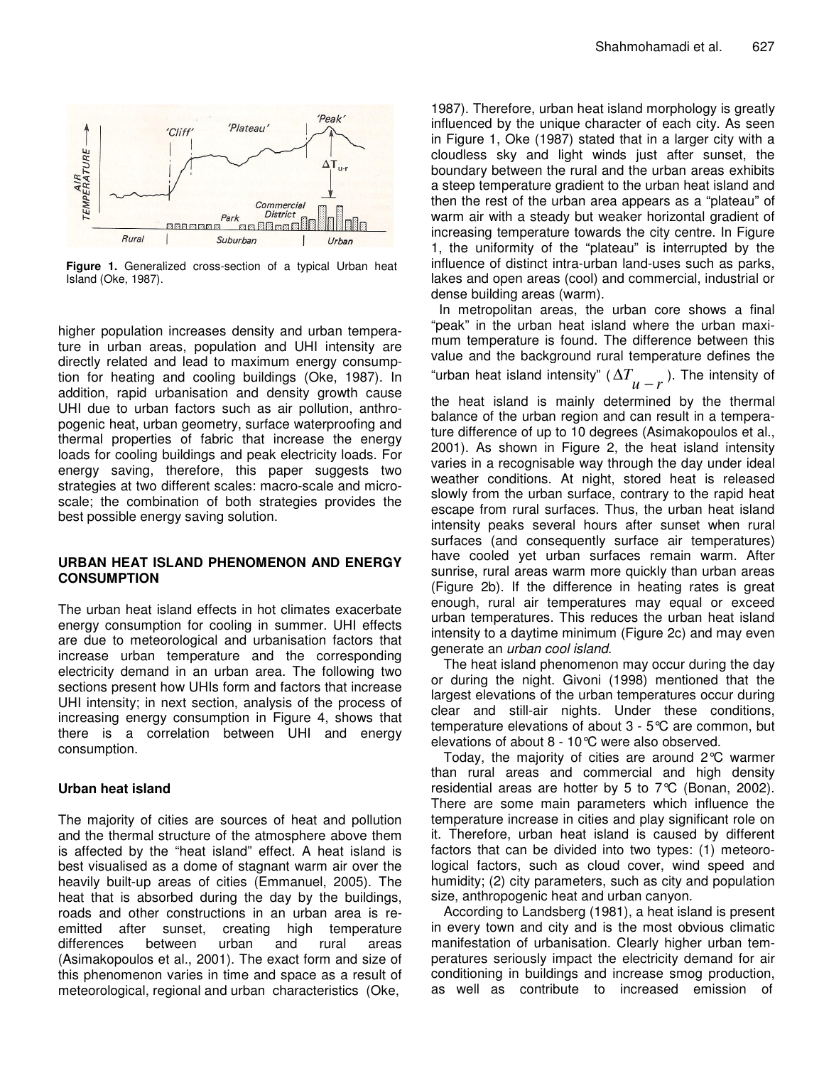**Figure 1.** Generalized cross-section of a typical Urban heat Island (Oke, 1987).

higher population increases density and urban temperature in urban areas, population and UHI intensity are directly related and lead to maximum energy consumption for heating and cooling buildings (Oke, 1987). In addition, rapid urbanisation and density growth cause UHI due to urban factors such as air pollution, anthropogenic heat, urban geometry, surface waterproofing and thermal properties of fabric that increase the energy loads for cooling buildings and peak electricity loads. For energy saving, therefore, this paper suggests two strategies at two different scales: macro-scale and micro-scale; the combination of both strategies provides the best possible energy saving solution.

## URBAN HEAT ISLAND PHENOMENON AND ENERGY CONSUMPTION

The urban heat island effects in hot climates exacerbate energy consumption for cooling in summer. UHI effects are due to meteorological and urbanisation factors that increase urban temperature and the corresponding electricity demand in an urban area. The following two sections present how UHIs form and factors that increase UHI intensity; in next section, analysis of the process of increasing energy consumption in Figure 4, shows that there is a correlation between UHI and energy consumption.

### Urban heat island

The majority of cities are sources of heat and pollution and the thermal structure of the atmosphere above them is affected by the "heat island" effect. A heat island is best visualised as a dome of stagnant warm air over the heavily built-up areas of cities (Emmanuel, 2005). The heat that is absorbed during the day by the buildings, roads and other constructions in an urban area is re-emitted after sunset, creating high temperature differences between urban and rural areas (Asimakopoulos et al., 2001). The exact form and size of this phenomenon varies in time and space as a result of meteorological, regional and urban characteristics (Oke, 1987). Therefore, urban heat island morphology is greatly influenced by the unique character of each city. As seen in Figure 1, Oke (1987) stated that in a larger city with a cloudless sky and light winds just after sunset, the boundary between the rural and the urban areas exhibits a steep temperature gradient to the urban heat island and then the rest of the urban area appears as a "plateau" of warm air with a steady but weaker horizontal gradient of increasing temperature towards the city centre. In Figure 1, the uniformity of the "plateau" is interrupted by the influence of distinct intra-urban land-uses such as parks, lakes and open areas (cool) and commercial, industrial or dense building areas (warm).

In metropolitan areas, the urban core shows a final "peak" in the urban heat island where the urban maximum temperature is found. The difference between this value and the background rural temperature defines the "urban heat island intensity" ($\Delta T_{u-r}$). The intensity of the heat island is mainly determined by the thermal balance of the urban region and can result in a temperature difference of up to 10 degrees (Asimakopoulos et al., 2001). As shown in Figure 2, the heat island intensity varies in a recognisable way through the day under ideal weather conditions. At night, stored heat is released slowly from the urban surface, contrary to the rapid heat escape from rural surfaces. Thus, the urban heat island intensity peaks several hours after sunset when rural surfaces (and consequently surface air temperatures) have cooled yet urban surfaces remain warm. After sunrise, rural areas warm more quickly than urban areas (Figure 2b). If the difference in heating rates is great enough, rural air temperatures may equal or exceed urban temperatures. This reduces the urban heat island intensity to a daytime minimum (Figure 2c) and may even generate an *urban cool island*.

The heat island phenomenon may occur during the day or during the night. Givoni (1998) mentioned that the largest elevations of the urban temperatures occur during clear and still-air nights. Under these conditions, temperature elevations of about 3 - 5°C are common, but elevations of about 8 - 10°C were also observed.

Today, the majority of cities are around 2°C warmer than rural areas and commercial and high density residential areas are hotter by 5 to 7°C (Bonan, 2002). There are some main parameters which influence the temperature increase in cities and play significant role on it. Therefore, urban heat island is caused by different factors that can be divided into two types: (1) meteorological factors, such as cloud cover, wind speed and humidity; (2) city parameters, such as city and population size, anthropogenic heat and urban canyon.

According to Landsberg (1981), a heat island is present in every town and city and is the most obvious climatic manifestation of urbanisation. Clearly higher urban temperatures seriously impact the electricity demand for air conditioning in buildings and increase smog production, as well as contribute to increased emission of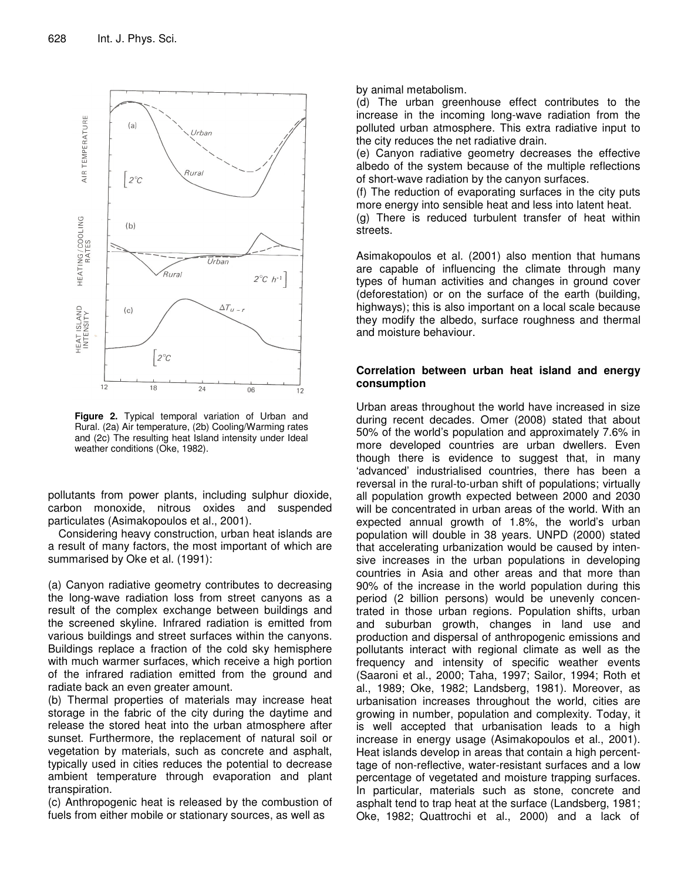Figure 2. Typical temporal variation of Urban and Rural. (2a) Air temperature, (2b) Cooling/Warming rates and (2c) The resulting heat Island intensity under Ideal weather conditions (Oke, 1982).

pollutants from power plants, including sulphur dioxide, carbon monoxide, nitrous oxides and suspended particulates (Asimakopoulos et al., 2001).

Considering heavy construction, urban heat islands are a result of many factors, the most important of which are summarised by Oke et al. (1991):

(a) Canyon radiative geometry contributes to decreasing the long-wave radiation loss from street canyons as a result of the complex exchange between buildings and the screened skyline. Infrared radiation is emitted from various buildings and street surfaces within the canyons. Buildings replace a fraction of the cold sky hemisphere with much warmer surfaces, which receive a high portion of the infrared radiation emitted from the ground and radiate back an even greater amount.
(b) Thermal properties of materials may increase heat storage in the fabric of the city during the daytime and release the stored heat into the urban atmosphere after sunset. Furthermore, the replacement of natural soil or vegetation by materials, such as concrete and asphalt, typically used in cities reduces the potential to decrease ambient temperature through evaporation and plant transpiration.
(c) Anthropogenic heat is released by the combustion of fuels from either mobile or stationary sources, as well as by animal metabolism.
(d) The urban greenhouse effect contributes to the increase in the incoming long-wave radiation from the polluted urban atmosphere. This extra radiative input to the city reduces the net radiative drain.
(e) Canyon radiative geometry decreases the effective albedo of the system because of the multiple reflections of short-wave radiation by the canyon surfaces.
(f) The reduction of evaporating surfaces in the city puts more energy into sensible heat and less into latent heat.
(g) There is reduced turbulent transfer of heat within streets.

Asimakopoulos et al. (2001) also mention that humans are capable of influencing the climate through many types of human activities and changes in ground cover (deforestation) or on the surface of the earth (building, highways); this is also important on a local scale because they modify the albedo, surface roughness and thermal and moisture behaviour.

## Correlation between urban heat island and energy consumption

Urban areas throughout the world have increased in size during recent decades. Omer (2008) stated that about 50% of the world's population and approximately 7.6% in more developed countries are urban dwellers. Even though there is evidence to suggest that, in many 'advanced' industrialised countries, there has been a reversal in the rural-to-urban shift of populations; virtually all population growth expected between 2000 and 2030 will be concentrated in urban areas of the world. With an expected annual growth of 1.8%, the world's urban population will double in 38 years. UNPD (2000) stated that accelerating urbanization would be caused by intensive increases in the urban populations in developing countries in Asia and other areas and that more than 90% of the increase in the world population during this period (2 billion persons) would be unevenly concentrated in those urban regions. Population shifts, urban and suburban growth, changes in land use and production and dispersal of anthropogenic emissions and pollutants interact with regional climate as well as the frequency and intensity of specific weather events (Saaroni et al., 2000; Taha, 1997; Sailor, 1994; Roth et al., 1989; Oke, 1982; Landsberg, 1981). Moreover, as urbanisation increases throughout the world, cities are growing in number, population and complexity. Today, it is well accepted that urbanisation leads to a high increase in energy usage (Asimakopoulos et al., 2001). Heat islands develop in areas that contain a high percenttage of non-reflective, water-resistant surfaces and a low percentage of vegetated and moisture trapping surfaces. In particular, materials such as stone, concrete and asphalt tend to trap heat at the surface (Landsberg, 1981; Oke, 1982; Quattrochi et al., 2000) and a lack of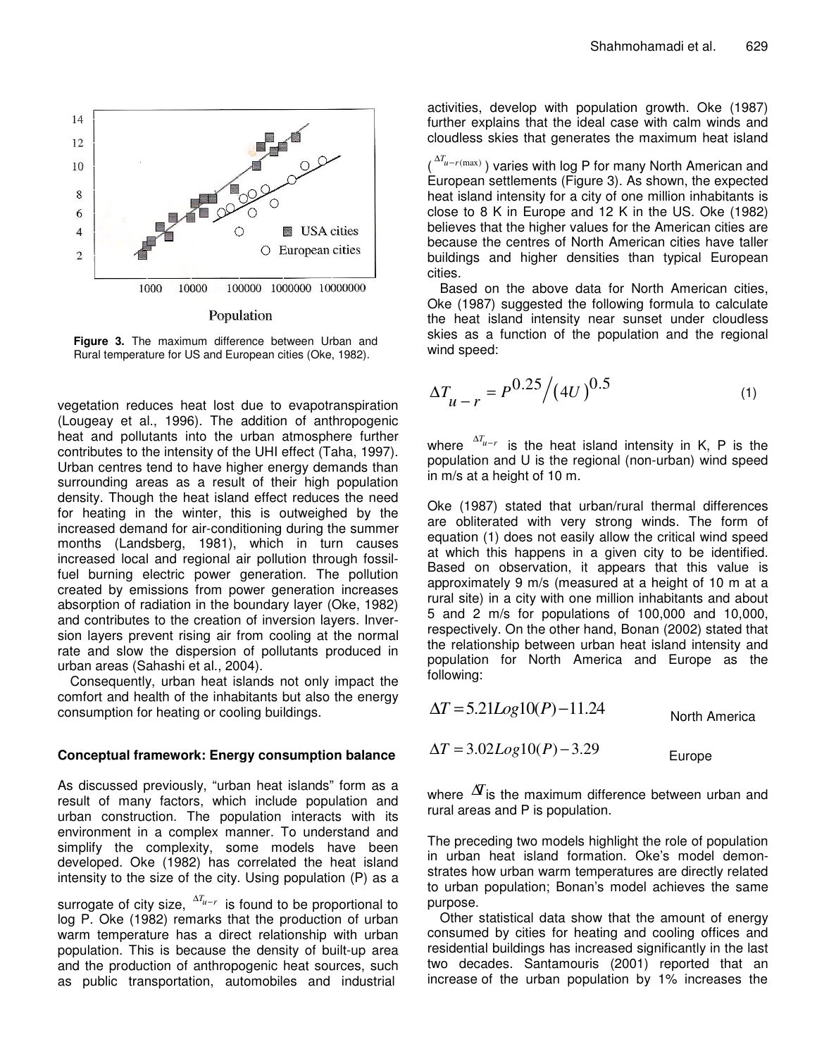Figure 3. The maximum difference between Urban and Rural temperature for US and European cities (Oke, 1982).

vegetation reduces heat lost due to evapotranspiration (Lougeay et al., 1996). The addition of anthropogenic heat and pollutants into the urban atmosphere further contributes to the intensity of the UHI effect (Taha, 1997). Urban centres tend to have higher energy demands than surrounding areas as a result of their high population density. Though the heat island effect reduces the need for heating in the winter, this is outweighed by the increased demand for air-conditioning during the summer months (Landsberg, 1981), which in turn causes increased local and regional air pollution through fossil-fuel burning electric power generation. The pollution created by emissions from power generation increases absorption of radiation in the boundary layer (Oke, 1982) and contributes to the creation of inversion layers. Inversion layers prevent rising air from cooling at the normal rate and slow the dispersion of pollutants produced in urban areas (Sahashi et al., 2004).

Consequently, urban heat islands not only impact the comfort and health of the inhabitants but also the energy consumption for heating or cooling buildings.

## Conceptual framework: Energy consumption balance

As discussed previously, "urban heat islands" form as a result of many factors, which include population and urban construction. The population interacts with its environment in a complex manner. To understand and simplify the complexity, some models have been developed. Oke (1982) has correlated the heat island intensity to the size of the city. Using population (P) as a surrogate of city size, $\Delta T_{u-r}$ is found to be proportional to log P. Oke (1982) remarks that the production of urban warm temperature has a direct relationship with urban population. This is because the density of built-up area and the production of anthropogenic heat sources, such as public transportation, automobiles and industrial activities, develop with population growth. Oke (1987) further explains that the ideal case with calm winds and cloudless skies that generates the maximum heat island ($\Delta T_{u-r(\max)}$) varies with log P for many North American and European settlements (Figure 3). As shown, the expected heat island intensity for a city of one million inhabitants is close to 8 K in Europe and 12 K in the US. Oke (1982) believes that the higher values for the American cities are because the centres of North American cities have taller buildings and higher densities than typical European cities.

Based on the above data for North American cities, Oke (1987) suggested the following formula to calculate the heat island intensity near sunset under cloudless skies as a function of the population and the regional wind speed:

$$\Delta T_{u-r} = P^{0.25} \big/ (4U)^{0.5} \tag{1}$$

where $\Delta T_{u-r}$ is the heat island intensity in K, P is the population and U is the regional (non-urban) wind speed in m/s at a height of 10 m.

Oke (1987) stated that urban/rural thermal differences are obliterated with very strong winds. The form of equation (1) does not easily allow the critical wind speed at which this happens in a given city to be identified. Based on observation, it appears that this value is approximately 9 m/s (measured at a height of 10 m at a rural site) in a city with one million inhabitants and about 5 and 2 m/s for populations of 100,000 and 10,000, respectively. On the other hand, Bonan (2002) stated that the relationship between urban heat island intensity and population for North America and Europe as the following:

$$\Delta T = 5.21 Log10(P) - 11.24 \qquad \text{North America}$$

$$\Delta T = 3.02 Log10(P) - 3.29 \qquad \text{Europe}$$

where $\Delta T$ is the maximum difference between urban and rural areas and P is population.

The preceding two models highlight the role of population in urban heat island formation. Oke's model demonstrates how urban warm temperatures are directly related to urban population; Bonan's model achieves the same purpose.

Other statistical data show that the amount of energy consumed by cities for heating and cooling offices and residential buildings has increased significantly in the last two decades. Santamouris (2001) reported that an increase of the urban population by 1% increases the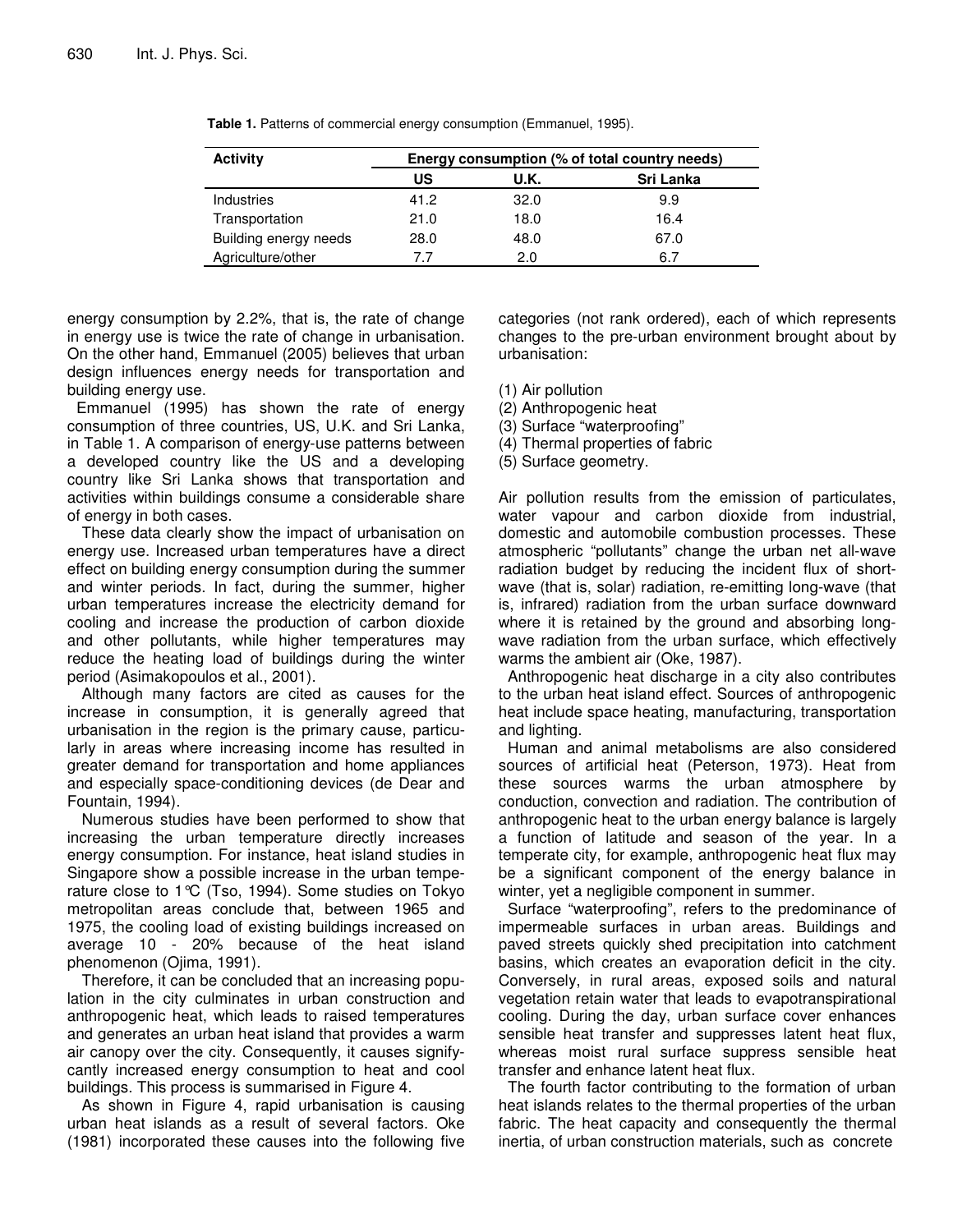**Table 1.** Patterns of commercial energy consumption (Emmanuel, 1995).

| Activity | Energy consumption (% of total country needs) | | |
|---|---|---|---|
| | US | U.K. | Sri Lanka |
| Industries | 41.2 | 32.0 | 9.9 |
| Transportation | 21.0 | 18.0 | 16.4 |
| Building energy needs | 28.0 | 48.0 | 67.0 |
| Agriculture/other | 7.7 | 2.0 | 6.7 |

energy consumption by 2.2%, that is, the rate of change in energy use is twice the rate of change in urbanisation. On the other hand, Emmanuel (2005) believes that urban design influences energy needs for transportation and building energy use.

Emmanuel (1995) has shown the rate of energy consumption of three countries, US, U.K. and Sri Lanka, in Table 1. A comparison of energy-use patterns between a developed country like the US and a developing country like Sri Lanka shows that transportation and activities within buildings consume a considerable share of energy in both cases.

These data clearly show the impact of urbanisation on energy use. Increased urban temperatures have a direct effect on building energy consumption during the summer and winter periods. In fact, during the summer, higher urban temperatures increase the electricity demand for cooling and increase the production of carbon dioxide and other pollutants, while higher temperatures may reduce the heating load of buildings during the winter period (Asimakopoulos et al., 2001).

Although many factors are cited as causes for the increase in consumption, it is generally agreed that urbanisation in the region is the primary cause, particularly in areas where increasing income has resulted in greater demand for transportation and home appliances and especially space-conditioning devices (de Dear and Fountain, 1994).

Numerous studies have been performed to show that increasing the urban temperature directly increases energy consumption. For instance, heat island studies in Singapore show a possible increase in the urban temperature close to 1°C (Tso, 1994). Some studies on Tokyo metropolitan areas conclude that, between 1965 and 1975, the cooling load of existing buildings increased on average 10 - 20% because of the heat island phenomenon (Ojima, 1991).

Therefore, it can be concluded that an increasing population in the city culminates in urban construction and anthropogenic heat, which leads to raised temperatures and generates an urban heat island that provides a warm air canopy over the city. Consequently, it causes significantly increased energy consumption to heat and cool buildings. This process is summarised in Figure 4.

As shown in Figure 4, rapid urbanisation is causing urban heat islands as a result of several factors. Oke (1981) incorporated these causes into the following five categories (not rank ordered), each of which represents changes to the pre-urban environment brought about by urbanisation:

(1) Air pollution
(2) Anthropogenic heat
(3) Surface "waterproofing"
(4) Thermal properties of fabric
(5) Surface geometry.

Air pollution results from the emission of particulates, water vapour and carbon dioxide from industrial, domestic and automobile combustion processes. These atmospheric "pollutants" change the urban net all-wave radiation budget by reducing the incident flux of short-wave (that is, solar) radiation, re-emitting long-wave (that is, infrared) radiation from the urban surface downward where it is retained by the ground and absorbing long-wave radiation from the urban surface, which effectively warms the ambient air (Oke, 1987).

Anthropogenic heat discharge in a city also contributes to the urban heat island effect. Sources of anthropogenic heat include space heating, manufacturing, transportation and lighting.

Human and animal metabolisms are also considered sources of artificial heat (Peterson, 1973). Heat from these sources warms the urban atmosphere by conduction, convection and radiation. The contribution of anthropogenic heat to the urban energy balance is largely a function of latitude and season of the year. In a temperate city, for example, anthropogenic heat flux may be a significant component of the energy balance in winter, yet a negligible component in summer.

Surface "waterproofing", refers to the predominance of impermeable surfaces in urban areas. Buildings and paved streets quickly shed precipitation into catchment basins, which creates an evaporation deficit in the city. Conversely, in rural areas, exposed soils and natural vegetation retain water that leads to evapotranspirational cooling. During the day, urban surface cover enhances sensible heat transfer and suppresses latent heat flux, whereas moist rural surface suppress sensible heat transfer and enhance latent heat flux.

The fourth factor contributing to the formation of urban heat islands relates to the thermal properties of the urban fabric. The heat capacity and consequently the thermal inertia, of urban construction materials, such as concrete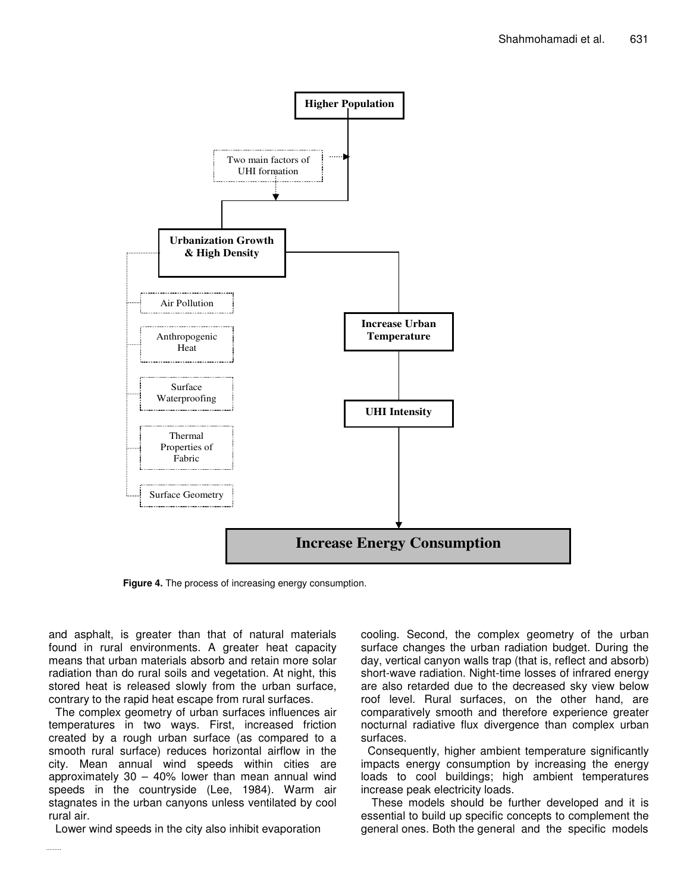**Figure 4.** The process of increasing energy consumption.

and asphalt, is greater than that of natural materials found in rural environments. A greater heat capacity means that urban materials absorb and retain more solar radiation than do rural soils and vegetation. At night, this stored heat is released slowly from the urban surface, contrary to the rapid heat escape from rural surfaces.

The complex geometry of urban surfaces influences air temperatures in two ways. First, increased friction created by a rough urban surface (as compared to a smooth rural surface) reduces horizontal airflow in the city. Mean annual wind speeds within cities are approximately 30 – 40% lower than mean annual wind speeds in the countryside (Lee, 1984). Warm air stagnates in the urban canyons unless ventilated by cool rural air.

Lower wind speeds in the city also inhibit evaporation cooling. Second, the complex geometry of the urban surface changes the urban radiation budget. During the day, vertical canyon walls trap (that is, reflect and absorb) short-wave radiation. Night-time losses of infrared energy are also retarded due to the decreased sky view below roof level. Rural surfaces, on the other hand, are comparatively smooth and therefore experience greater nocturnal radiative flux divergence than complex urban surfaces.

Consequently, higher ambient temperature significantly impacts energy consumption by increasing the energy loads to cool buildings; high ambient temperatures increase peak electricity loads.

These models should be further developed and it is essential to build up specific concepts to complement the general ones. Both the general and the specific models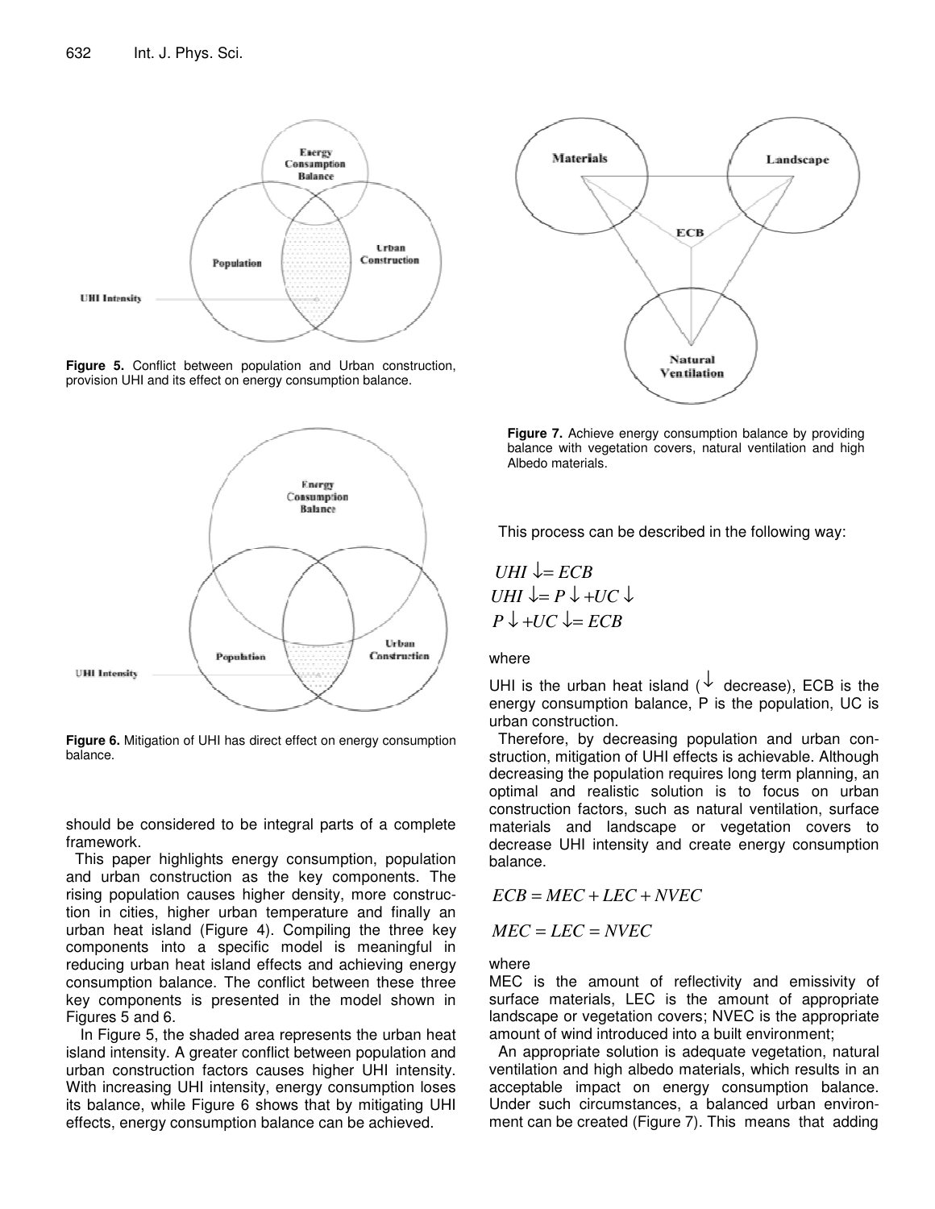Figure 5. Conflict between population and Urban construction, provision UHI and its effect on energy consumption balance.

Figure 6. Mitigation of UHI has direct effect on energy consumption balance.

should be considered to be integral parts of a complete framework.

This paper highlights energy consumption, population and urban construction as the key components. The rising population causes higher density, more construction in cities, higher urban temperature and finally an urban heat island (Figure 4). Compiling the three key components into a specific model is meaningful in reducing urban heat island effects and achieving energy consumption balance. The conflict between these three key components is presented in the model shown in Figures 5 and 6.

In Figure 5, the shaded area represents the urban heat island intensity. A greater conflict between population and urban construction factors causes higher UHI intensity. With increasing UHI intensity, energy consumption loses its balance, while Figure 6 shows that by mitigating UHI effects, energy consumption balance can be achieved.

Figure 7. Achieve energy consumption balance by providing balance with vegetation covers, natural ventilation and high Albedo materials.

This process can be described in the following way:

$$UHI \downarrow = ECB$$
$$UHI \downarrow = P \downarrow + UC \downarrow$$
$$P \downarrow + UC \downarrow = ECB$$

where

UHI is the urban heat island ($\downarrow$ decrease), ECB is the energy consumption balance, P is the population, UC is urban construction.

Therefore, by decreasing population and urban construction, mitigation of UHI effects is achievable. Although decreasing the population requires long term planning, an optimal and realistic solution is to focus on urban construction factors, such as natural ventilation, surface materials and landscape or vegetation covers to decrease UHI intensity and create energy consumption balance.

$$ECB = MEC + LEC + NVEC$$

$$MEC = LEC = NVEC$$

where

MEC is the amount of reflectivity and emissivity of surface materials, LEC is the amount of appropriate landscape or vegetation covers; NVEC is the appropriate amount of wind introduced into a built environment;

An appropriate solution is adequate vegetation, natural ventilation and high albedo materials, which results in an acceptable impact on energy consumption balance. Under such circumstances, a balanced urban environment can be created (Figure 7). This means that adding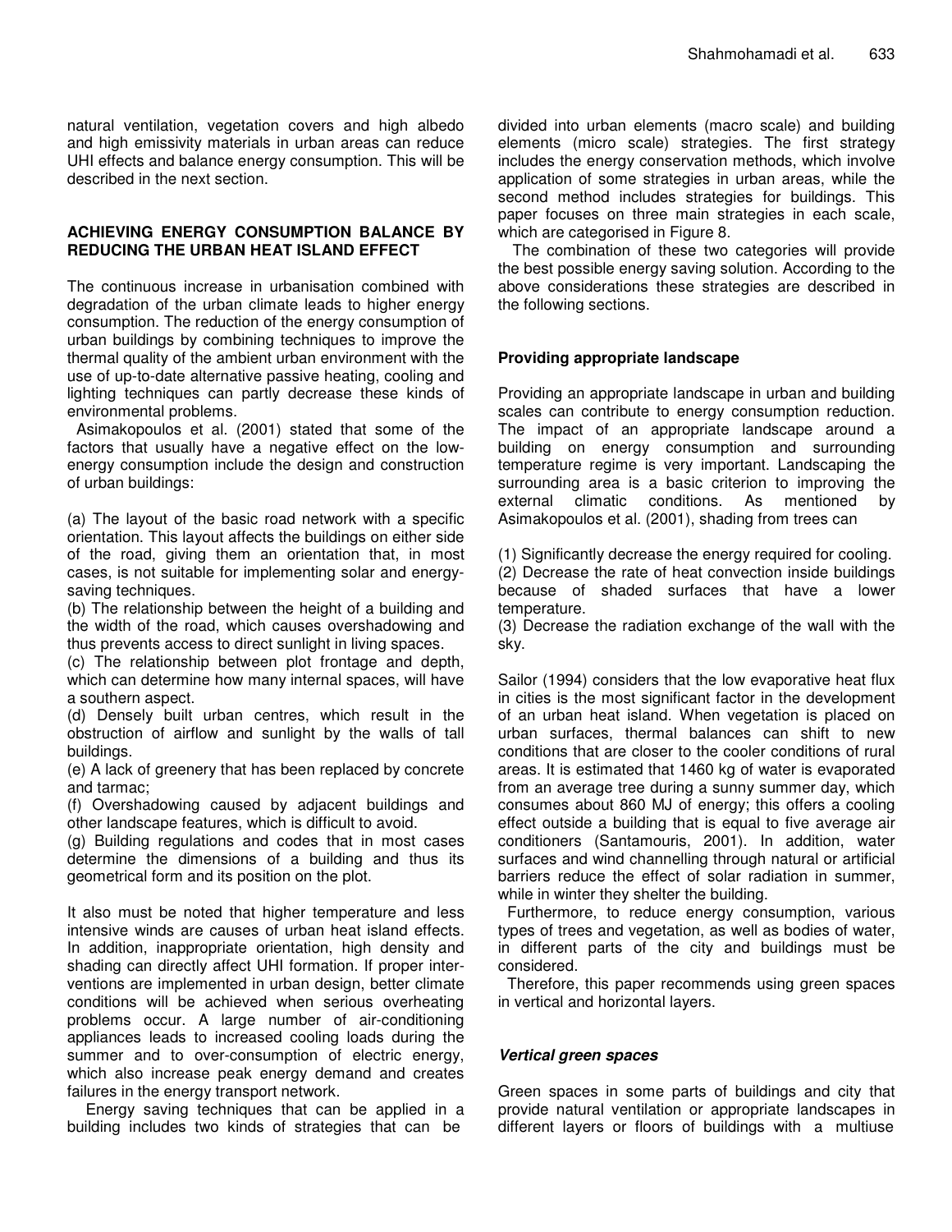natural ventilation, vegetation covers and high albedo and high emissivity materials in urban areas can reduce UHI effects and balance energy consumption. This will be described in the next section.

## ACHIEVING ENERGY CONSUMPTION BALANCE BY REDUCING THE URBAN HEAT ISLAND EFFECT

The continuous increase in urbanisation combined with degradation of the urban climate leads to higher energy consumption. The reduction of the energy consumption of urban buildings by combining techniques to improve the thermal quality of the ambient urban environment with the use of up-to-date alternative passive heating, cooling and lighting techniques can partly decrease these kinds of environmental problems.

Asimakopoulos et al. (2001) stated that some of the factors that usually have a negative effect on the low-energy consumption include the design and construction of urban buildings:

(a) The layout of the basic road network with a specific orientation. This layout affects the buildings on either side of the road, giving them an orientation that, in most cases, is not suitable for implementing solar and energy-saving techniques.
(b) The relationship between the height of a building and the width of the road, which causes overshadowing and thus prevents access to direct sunlight in living spaces.
(c) The relationship between plot frontage and depth, which can determine how many internal spaces, will have a southern aspect.
(d) Densely built urban centres, which result in the obstruction of airflow and sunlight by the walls of tall buildings.
(e) A lack of greenery that has been replaced by concrete and tarmac;
(f) Overshadowing caused by adjacent buildings and other landscape features, which is difficult to avoid.
(g) Building regulations and codes that in most cases determine the dimensions of a building and thus its geometrical form and its position on the plot.

It also must be noted that higher temperature and less intensive winds are causes of urban heat island effects. In addition, inappropriate orientation, high density and shading can directly affect UHI formation. If proper interventions are implemented in urban design, better climate conditions will be achieved when serious overheating problems occur. A large number of air-conditioning appliances leads to increased cooling loads during the summer and to over-consumption of electric energy, which also increase peak energy demand and creates failures in the energy transport network.

Energy saving techniques that can be applied in a building includes two kinds of strategies that can be divided into urban elements (macro scale) and building elements (micro scale) strategies. The first strategy includes the energy conservation methods, which involve application of some strategies in urban areas, while the second method includes strategies for buildings. This paper focuses on three main strategies in each scale, which are categorised in Figure 8.

The combination of these two categories will provide the best possible energy saving solution. According to the above considerations these strategies are described in the following sections.

### Providing appropriate landscape

Providing an appropriate landscape in urban and building scales can contribute to energy consumption reduction. The impact of an appropriate landscape around a building on energy consumption and surrounding temperature regime is very important. Landscaping the surrounding area is a basic criterion to improving the external climatic conditions. As mentioned by Asimakopoulos et al. (2001), shading from trees can

(1) Significantly decrease the energy required for cooling.
(2) Decrease the rate of heat convection inside buildings because of shaded surfaces that have a lower temperature.
(3) Decrease the radiation exchange of the wall with the sky.

Sailor (1994) considers that the low evaporative heat flux in cities is the most significant factor in the development of an urban heat island. When vegetation is placed on urban surfaces, thermal balances can shift to new conditions that are closer to the cooler conditions of rural areas. It is estimated that 1460 kg of water is evaporated from an average tree during a sunny summer day, which consumes about 860 MJ of energy; this offers a cooling effect outside a building that is equal to five average air conditioners (Santamouris, 2001). In addition, water surfaces and wind channelling through natural or artificial barriers reduce the effect of solar radiation in summer, while in winter they shelter the building.

Furthermore, to reduce energy consumption, various types of trees and vegetation, as well as bodies of water, in different parts of the city and buildings must be considered.

Therefore, this paper recommends using green spaces in vertical and horizontal layers.

#### *Vertical green spaces*

Green spaces in some parts of buildings and city that provide natural ventilation or appropriate landscapes in different layers or floors of buildings with a multiuse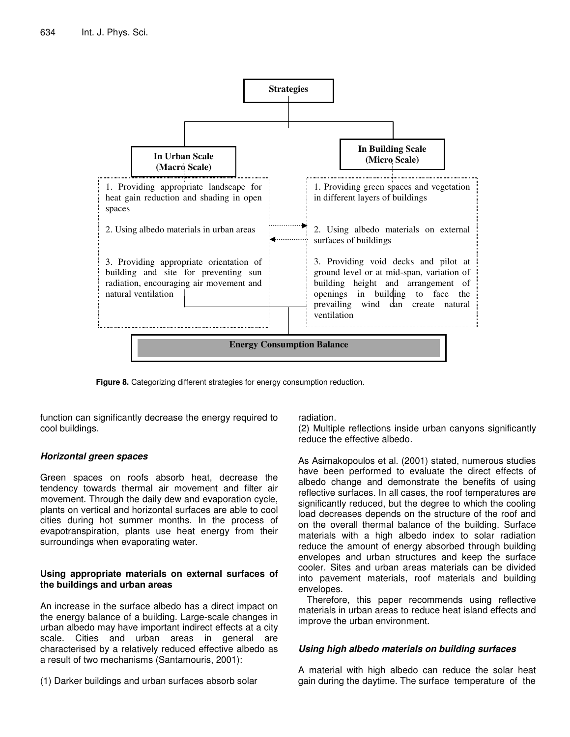**Strategies**

**In Urban Scale (Macro Scale)**

1. Providing appropriate landscape for heat gain reduction and shading in open spaces
2. Using albedo materials in urban areas
3. Providing appropriate orientation of building and site for preventing sun radiation, encouraging air movement and natural ventilation

**In Building Scale (Micro Scale)**

1. Providing green spaces and vegetation in different layers of buildings
2. Using albedo materials on external surfaces of buildings
3. Providing void decks and pilot at ground level or at mid-span, variation of building height and arrangement of openings in building to face the prevailing wind can create natural ventilation

**Energy Consumption Balance**

**Figure 8.** Categorizing different strategies for energy consumption reduction.

function can significantly decrease the energy required to cool buildings.

### *Horizontal green spaces*

Green spaces on roofs absorb heat, decrease the tendency towards thermal air movement and filter air movement. Through the daily dew and evaporation cycle, plants on vertical and horizontal surfaces are able to cool cities during hot summer months. In the process of evapotranspiration, plants use heat energy from their surroundings when evaporating water.

### Using appropriate materials on external surfaces of the buildings and urban areas

An increase in the surface albedo has a direct impact on the energy balance of a building. Large-scale changes in urban albedo may have important indirect effects at a city scale. Cities and urban areas in general are characterised by a relatively reduced effective albedo as a result of two mechanisms (Santamouris, 2001):

(1) Darker buildings and urban surfaces absorb solar radiation.
(2) Multiple reflections inside urban canyons significantly reduce the effective albedo.

As Asimakopoulos et al. (2001) stated, numerous studies have been performed to evaluate the direct effects of albedo change and demonstrate the benefits of using reflective surfaces. In all cases, the roof temperatures are significantly reduced, but the degree to which the cooling load decreases depends on the structure of the roof and on the overall thermal balance of the building. Surface materials with a high albedo index to solar radiation reduce the amount of energy absorbed through building envelopes and urban structures and keep the surface cooler. Sites and urban areas materials can be divided into pavement materials, roof materials and building envelopes.

Therefore, this paper recommends using reflective materials in urban areas to reduce heat island effects and improve the urban environment.

### *Using high albedo materials on building surfaces*

A material with high albedo can reduce the solar heat gain during the daytime. The surface temperature of the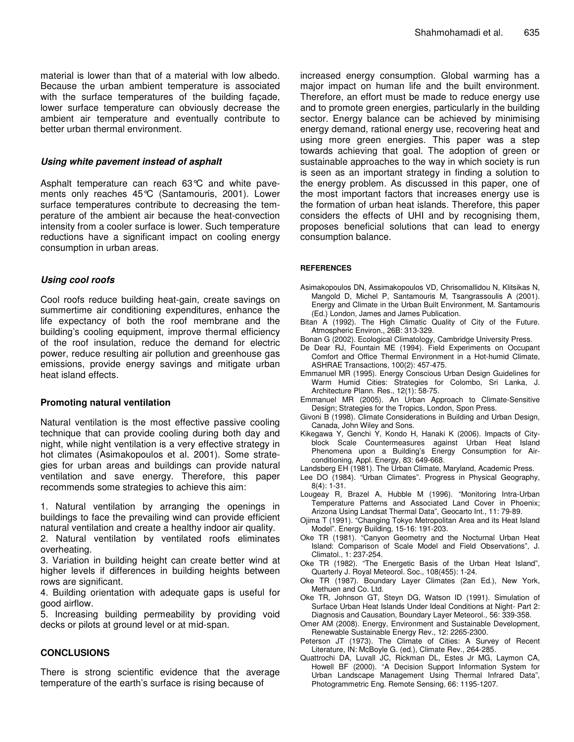material is lower than that of a material with low albedo. Because the urban ambient temperature is associated with the surface temperatures of the building façade, lower surface temperature can obviously decrease the ambient air temperature and eventually contribute to better urban thermal environment.

### *Using white pavement instead of asphalt*

Asphalt temperature can reach 63°C and white pavements only reaches 45°C (Santamouris, 2001). Lower surface temperatures contribute to decreasing the temperature of the ambient air because the heat-convection intensity from a cooler surface is lower. Such temperature reductions have a significant impact on cooling energy consumption in urban areas.

### *Using cool roofs*

Cool roofs reduce building heat-gain, create savings on summertime air conditioning expenditures, enhance the life expectancy of both the roof membrane and the building's cooling equipment, improve thermal efficiency of the roof insulation, reduce the demand for electric power, reduce resulting air pollution and greenhouse gas emissions, provide energy savings and mitigate urban heat island effects.

## Promoting natural ventilation

Natural ventilation is the most effective passive cooling technique that can provide cooling during both day and night, while night ventilation is a very effective strategy in hot climates (Asimakopoulos et al. 2001). Some strategies for urban areas and buildings can provide natural ventilation and save energy. Therefore, this paper recommends some strategies to achieve this aim:

1. Natural ventilation by arranging the openings in buildings to face the prevailing wind can provide efficient natural ventilation and create a healthy indoor air quality.
2. Natural ventilation by ventilated roofs eliminates overheating.
3. Variation in building height can create better wind at higher levels if differences in building heights between rows are significant.
4. Building orientation with adequate gaps is useful for good airflow.
5. Increasing building permeability by providing void decks or pilots at ground level or at mid-span.

## CONCLUSIONS

There is strong scientific evidence that the average temperature of the earth's surface is rising because of increased energy consumption. Global warming has a major impact on human life and the built environment. Therefore, an effort must be made to reduce energy use and to promote green energies, particularly in the building sector. Energy balance can be achieved by minimising energy demand, rational energy use, recovering heat and using more green energies. This paper was a step towards achieving that goal. The adoption of green or sustainable approaches to the way in which society is run is seen as an important strategy in finding a solution to the energy problem. As discussed in this paper, one of the most important factors that increases energy use is the formation of urban heat islands. Therefore, this paper considers the effects of UHI and by recognising them, proposes beneficial solutions that can lead to energy consumption balance.

## REFERENCES

Asimakopoulos DN, Assimakopoulos VD, Chrisomallidou N, Klitsikas N, Mangold D, Michel P, Santamouris M, Tsangrassoulis A (2001). Energy and Climate in the Urban Built Environment, M. Santamouris (Ed.) London, James and James Publication.

Bitan A (1992). The High Climatic Quality of City of the Future. Atmospheric Environ., 26B: 313-329.

Bonan G (2002). Ecological Climatology, Cambridge University Press.

De Dear RJ, Fountain ME (1994). Field Experiments on Occupant Comfort and Office Thermal Environment in a Hot-humid Climate, ASHRAE Transactions, 100(2): 457-475.

Emmanuel MR (1995). Energy Conscious Urban Design Guidelines for Warm Humid Cities: Strategies for Colombo, Sri Lanka, J. Architecture Plann. Res., 12(1): 58-75.

Emmanuel MR (2005). An Urban Approach to Climate-Sensitive Design; Strategies for the Tropics, London, Spon Press.

Givoni B (1998). Climate Considerations in Building and Urban Design, Canada, John Wiley and Sons.

Kikegawa Y, Genchi Y, Kondo H, Hanaki K (2006). Impacts of City-block Scale Countermeasures against Urban Heat Island Phenomena upon a Building's Energy Consumption for Air-conditioning, Appl. Energy, 83: 649-668.

Landsberg EH (1981). The Urban Climate, Maryland, Academic Press.

Lee DO (1984). "Urban Climates". Progress in Physical Geography, 8(4): 1-31.

Lougeay R, Brazel A, Hubble M (1996). "Monitoring Intra-Urban Temperature Patterns and Associated Land Cover in Phoenix; Arizona Using Landsat Thermal Data", Geocarto Int., 11: 79-89.

Ojima T (1991). "Changing Tokyo Metropolitan Area and its Heat Island Model". Energy Building, 15-16: 191-203.

Oke TR (1981). "Canyon Geometry and the Nocturnal Urban Heat Island: Comparison of Scale Model and Field Observations", J. Climatol., 1: 237-254.

Oke TR (1982). "The Energetic Basis of the Urban Heat Island", Quarterly J. Royal Meteorol. Soc., 108(455): 1-24.

Oke TR (1987). Boundary Layer Climates (2an Ed.), New York, Methuen and Co. Ltd.

Oke TR, Johnson GT, Steyn DG, Watson ID (1991). Simulation of Surface Urban Heat Islands Under Ideal Conditions at Night- Part 2: Diagnosis and Causation, Boundary Layer Meteorol., 56: 339-358.

Omer AM (2008). Energy, Environment and Sustainable Development, Renewable Sustainable Energy Rev., 12: 2265-2300.

Peterson JT (1973). The Climate of Cities: A Survey of Recent Literature, IN: McBoyle G. (ed.), Climate Rev., 264-285.

Quattrochi DA, Luvall JC, Rickman DL, Estes Jr MG, Laymon CA, Howell BF (2000). "A Decision Support Information System for Urban Landscape Management Using Thermal Infrared Data", Photogrammetric Eng. Remote Sensing, 66: 1195-1207.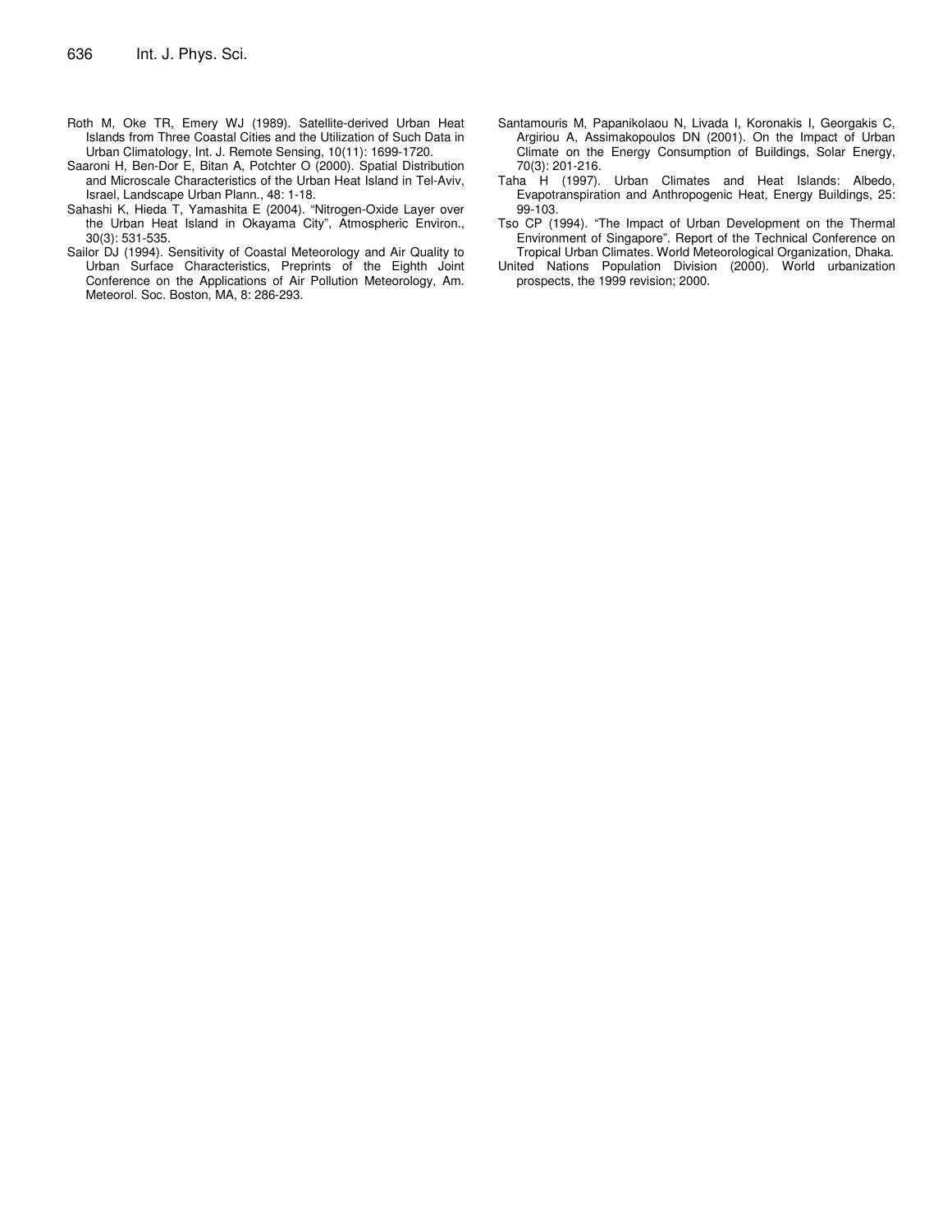Roth M, Oke TR, Emery WJ (1989). Satellite-derived Urban Heat Islands from Three Coastal Cities and the Utilization of Such Data in Urban Climatology, Int. J. Remote Sensing, 10(11): 1699-1720.

Saaroni H, Ben-Dor E, Bitan A, Potchter O (2000). Spatial Distribution and Microscale Characteristics of the Urban Heat Island in Tel-Aviv, Israel, Landscape Urban Plann., 48: 1-18.

Sahashi K, Hieda T, Yamashita E (2004). "Nitrogen-Oxide Layer over the Urban Heat Island in Okayama City", Atmospheric Environ., 30(3): 531-535.

Sailor DJ (1994). Sensitivity of Coastal Meteorology and Air Quality to Urban Surface Characteristics, Preprints of the Eighth Joint Conference on the Applications of Air Pollution Meteorology, Am. Meteorol. Soc. Boston, MA, 8: 286-293.

Santamouris M, Papanikolaou N, Livada I, Koronakis I, Georgakis C, Argiriou A, Assimakopoulos DN (2001). On the Impact of Urban Climate on the Energy Consumption of Buildings, Solar Energy, 70(3): 201-216.

Taha H (1997). Urban Climates and Heat Islands: Albedo, Evapotranspiration and Anthropogenic Heat, Energy Buildings, 25: 99-103.

Tso CP (1994). "The Impact of Urban Development on the Thermal Environment of Singapore". Report of the Technical Conference on Tropical Urban Climates. World Meteorological Organization, Dhaka.

United Nations Population Division (2000). World urbanization prospects, the 1999 revision; 2000.